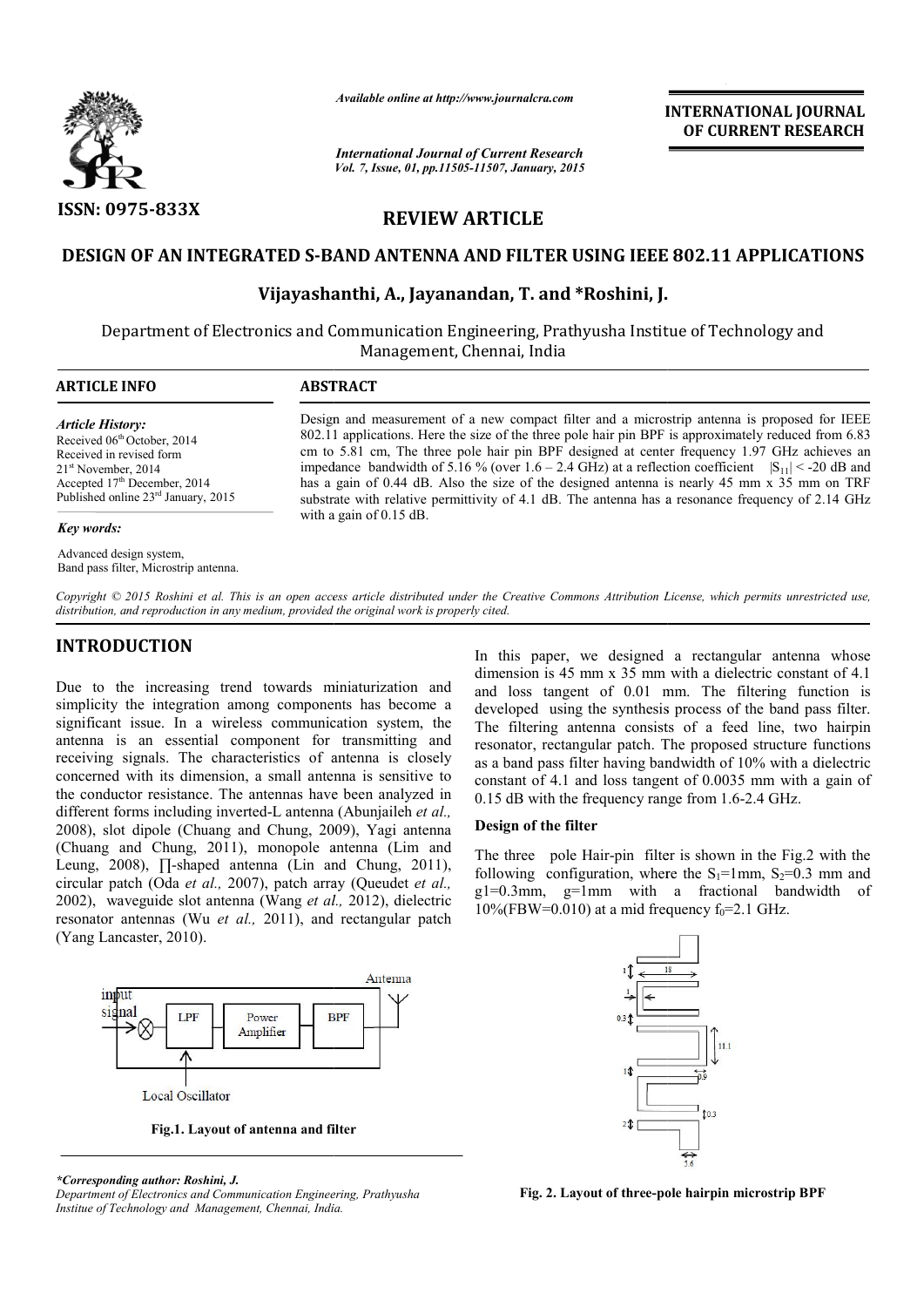*Available online at http://www.journalcra.com*

*International Journal of Current Research*
*Vol. 7, Issue, 01, pp.11505-11507, January, 2015*

**INTERNATIONAL JOURNAL OF CURRENT RESEARCH**

**ISSN: 0975-833X**

## REVIEW ARTICLE

# DESIGN OF AN INTEGRATED S-BAND ANTENNA AND FILTER USING IEEE 802.11 APPLICATIONS

### Vijayashanthi, A., Jayanandan, T. and *Roshini, J.

Department of Electronics and Communication Engineering, Prathyusha Institue of Technology and Management, Chennai, India

**ARTICLE INFO**

*Article History:*
Received 06th October, 2014
Received in revised form
21st November, 2014
Accepted 17th December, 2014
Published online 23rd January, 2015

*Key words:*

Advanced design system,
Band pass filter, Microstrip antenna.

**ABSTRACT**

Design and measurement of a new compact filter and a microstrip antenna is proposed for IEEE 802.11 applications. Here the size of the three pole hair pin BPF is approximately reduced from 6.83 cm to 5.81 cm, The three pole hair pin BPF designed at center frequency 1.97 GHz achieves an impedance bandwidth of 5.16 % (over 1.6 – 2.4 GHz) at a reflection coefficient $|S_{11}| < -20$ dB and has a gain of 0.44 dB. Also the size of the designed antenna is nearly 45 mm x 35 mm on TRF substrate with relative permittivity of 4.1 dB. The antenna has a resonance frequency of 2.14 GHz with a gain of 0.15 dB.

*Copyright © 2015 Roshini et al. This is an open access article distributed under the Creative Commons Attribution License, which permits unrestricted use, distribution, and reproduction in any medium, provided the original work is properly cited.*

## INTRODUCTION

Due to the increasing trend towards miniaturization and simplicity the integration among components has become a significant issue. In a wireless communication system, the antenna is an essential component for transmitting and receiving signals. The characteristics of antenna is closely concerned with its dimension, a small antenna is sensitive to the conductor resistance. The antennas have been analyzed in different forms including inverted-L antenna (Abunjaileh *et al.,* 2008), slot dipole (Chuang and Chung, 2009), Yagi antenna (Chuang and Chung, 2011), monopole antenna (Lim and Leung, 2008), ∏-shaped antenna (Lin and Chung, 2011), circular patch (Oda *et al.,* 2007), patch array (Queudet *et al.,* 2002), waveguide slot antenna (Wang *et al.,* 2012), dielectric resonator antennas (Wu *et al.,* 2011), and rectangular patch (Yang Lancaster, 2010).

Fig.1. Layout of antenna and filter

In this paper, we designed a rectangular antenna whose dimension is 45 mm x 35 mm with a dielectric constant of 4.1 and loss tangent of 0.01 mm. The filtering function is developed using the synthesis process of the band pass filter. The filtering antenna consists of a feed line, two hairpin resonator, rectangular patch. The proposed structure functions as a band pass filter having bandwidth of 10% with a dielectric constant of 4.1 and loss tangent of 0.0035 mm with a gain of 0.15 dB with the frequency range from 1.6-2.4 GHz.

### Design of the filter

The three pole Hair-pin filter is shown in the Fig.2 with the following configuration, where the $S_1$=1mm, $S_2$=0.3 mm and g1=0.3mm, g=1mm with a fractional bandwidth of 10%(FBW=0.010) at a mid frequency $f_0$=2.1 GHz.

Fig. 2. Layout of three-pole hairpin microstrip BPF

**\*Corresponding author: Roshini, J.**
*Department of Electronics and Communication Engineering, Prathyusha Institue of Technology and Management, Chennai, India.*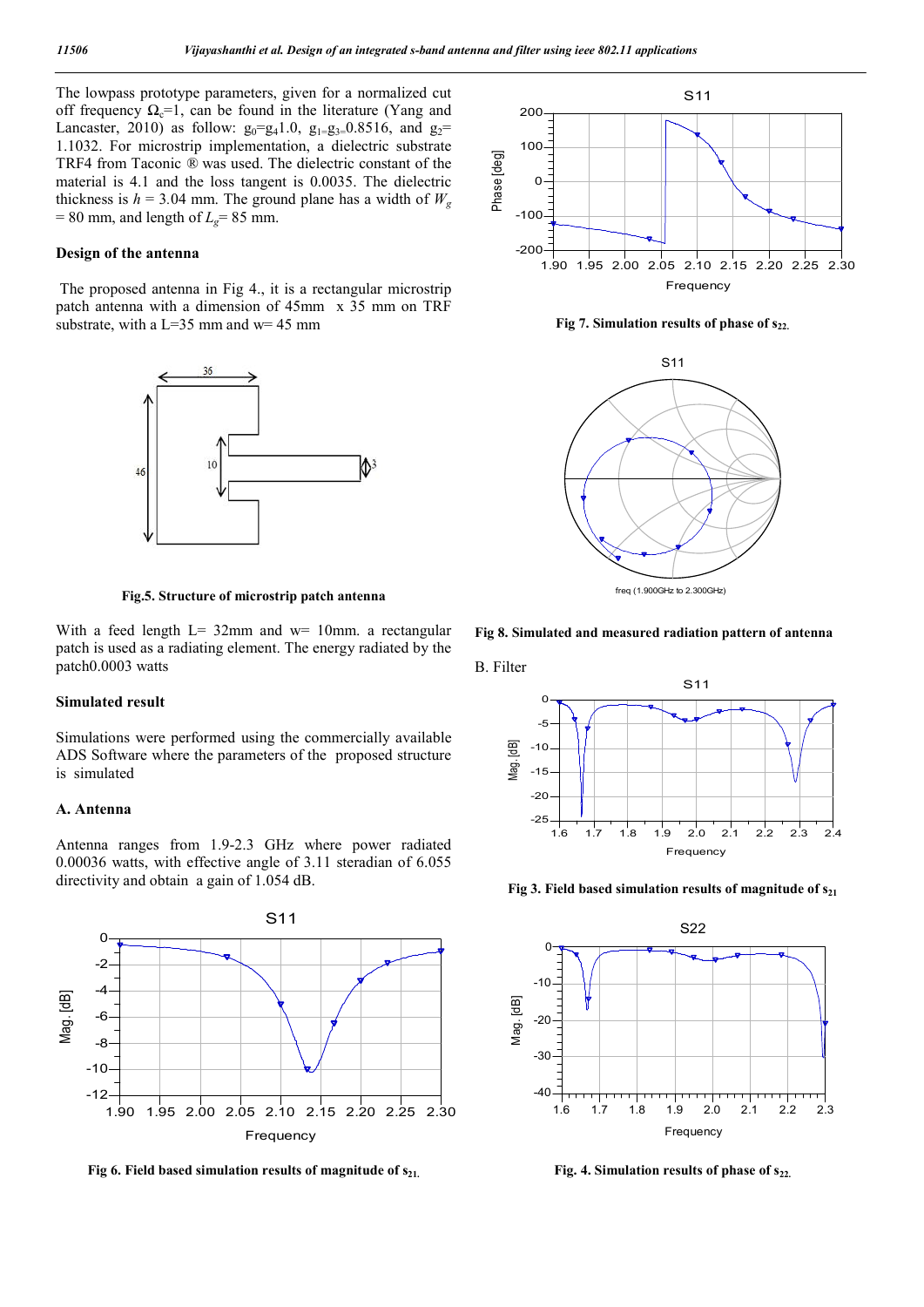The lowpass prototype parameters, given for a normalized cut off frequency $\Omega_c$=1, can be found in the literature (Yang and Lancaster, 2010) as follow: $g_0$=$g_4$1.0, $g_1$=$g_3$=0.8516, and $g_2$= 1.1032. For microstrip implementation, a dielectric substrate TRF4 from Taconic ® was used. The dielectric constant of the material is 4.1 and the loss tangent is 0.0035. The dielectric thickness is $h$ = 3.04 mm. The ground plane has a width of $W_g$ = 80 mm, and length of $L_g$= 85 mm.

### Design of the antenna

The proposed antenna in Fig 4., it is a rectangular microstrip patch antenna with a dimension of 45mm x 35 mm on TRF substrate, with a L=35 mm and w= 45 mm

Fig.5. Structure of microstrip patch antenna

With a feed length L= 32mm and w= 10mm. a rectangular patch is used as a radiating element. The energy radiated by the patch0.0003 watts

### Simulated result

Simulations were performed using the commercially available ADS Software where the parameters of the proposed structure is simulated

### A. Antenna

Antenna ranges from 1.9-2.3 GHz where power radiated 0.00036 watts, with effective angle of 3.11 steradian of 6.055 directivity and obtain a gain of 1.054 dB.

Fig 6. Field based simulation results of magnitude of $s_{21}$.

Fig 7. Simulation results of phase of $s_{22}$.

Fig 8. Simulated and measured radiation pattern of antenna

### B. Filter

Fig 3. Field based simulation results of magnitude of $s_{21}$

Fig. 4. Simulation results of phase of $s_{22}$.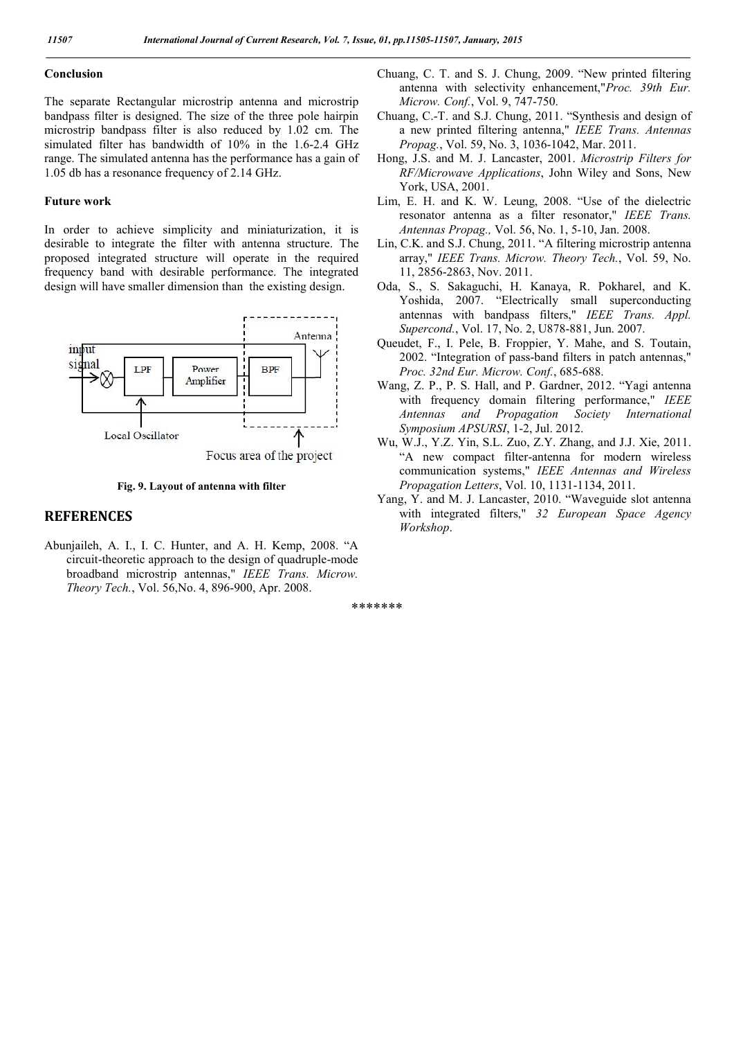## Conclusion

The separate Rectangular microstrip antenna and microstrip bandpass filter is designed. The size of the three pole hairpin microstrip bandpass filter is also reduced by 1.02 cm. The simulated filter has bandwidth of 10% in the 1.6-2.4 GHz range. The simulated antenna has the performance has a gain of 1.05 db has a resonance frequency of 2.14 GHz.

## Future work

In order to achieve simplicity and miniaturization, it is desirable to integrate the filter with antenna structure. The proposed integrated structure will operate in the required frequency band with desirable performance. The integrated design will have smaller dimension than the existing design.

input signal
LPF
Power Amplifier
BPF
Antenna
Local Oscillator
Focus area of the project

**Fig. 9. Layout of antenna with filter**

## REFERENCES

Abunjaileh, A. I., I. C. Hunter, and A. H. Kemp, 2008. "A circuit-theoretic approach to the design of quadruple-mode broadband microstrip antennas," *IEEE Trans. Microw. Theory Tech.*, Vol. 56,No. 4, 896-900, Apr. 2008.

Chuang, C. T. and S. J. Chung, 2009. "New printed filtering antenna with selectivity enhancement,"*Proc. 39th Eur. Microw. Conf.*, Vol. 9, 747-750.

Chuang, C.-T. and S.J. Chung, 2011. "Synthesis and design of a new printed filtering antenna," *IEEE Trans. Antennas Propag.*, Vol. 59, No. 3, 1036-1042, Mar. 2011.

Hong, J.S. and M. J. Lancaster, 2001. *Microstrip Filters for RF/Microwave Applications*, John Wiley and Sons, New York, USA, 2001.

Lim, E. H. and K. W. Leung, 2008. "Use of the dielectric resonator antenna as a filter resonator," *IEEE Trans. Antennas Propag.,* Vol. 56, No. 1, 5-10, Jan. 2008.

Lin, C.K. and S.J. Chung, 2011. "A filtering microstrip antenna array," *IEEE Trans. Microw. Theory Tech.*, Vol. 59, No. 11, 2856-2863, Nov. 2011.

Oda, S., S. Sakaguchi, H. Kanaya, R. Pokharel, and K. Yoshida, 2007. "Electrically small superconducting antennas with bandpass filters," *IEEE Trans. Appl. Supercond.*, Vol. 17, No. 2, U878-881, Jun. 2007.

Queudet, F., I. Pele, B. Froppier, Y. Mahe, and S. Toutain, 2002. "Integration of pass-band filters in patch antennas," *Proc. 32nd Eur. Microw. Conf.*, 685-688.

Wang, Z. P., P. S. Hall, and P. Gardner, 2012. "Yagi antenna with frequency domain filtering performance," *IEEE Antennas and Propagation Society International Symposium APSURSI*, 1-2, Jul. 2012.

Wu, W.J., Y.Z. Yin, S.L. Zuo, Z.Y. Zhang, and J.J. Xie, 2011. "A new compact filter-antenna for modern wireless communication systems," *IEEE Antennas and Wireless Propagation Letters*, Vol. 10, 1131-1134, 2011.

Yang, Y. and M. J. Lancaster, 2010. "Waveguide slot antenna with integrated filters," *32 European Space Agency Workshop*.

*******